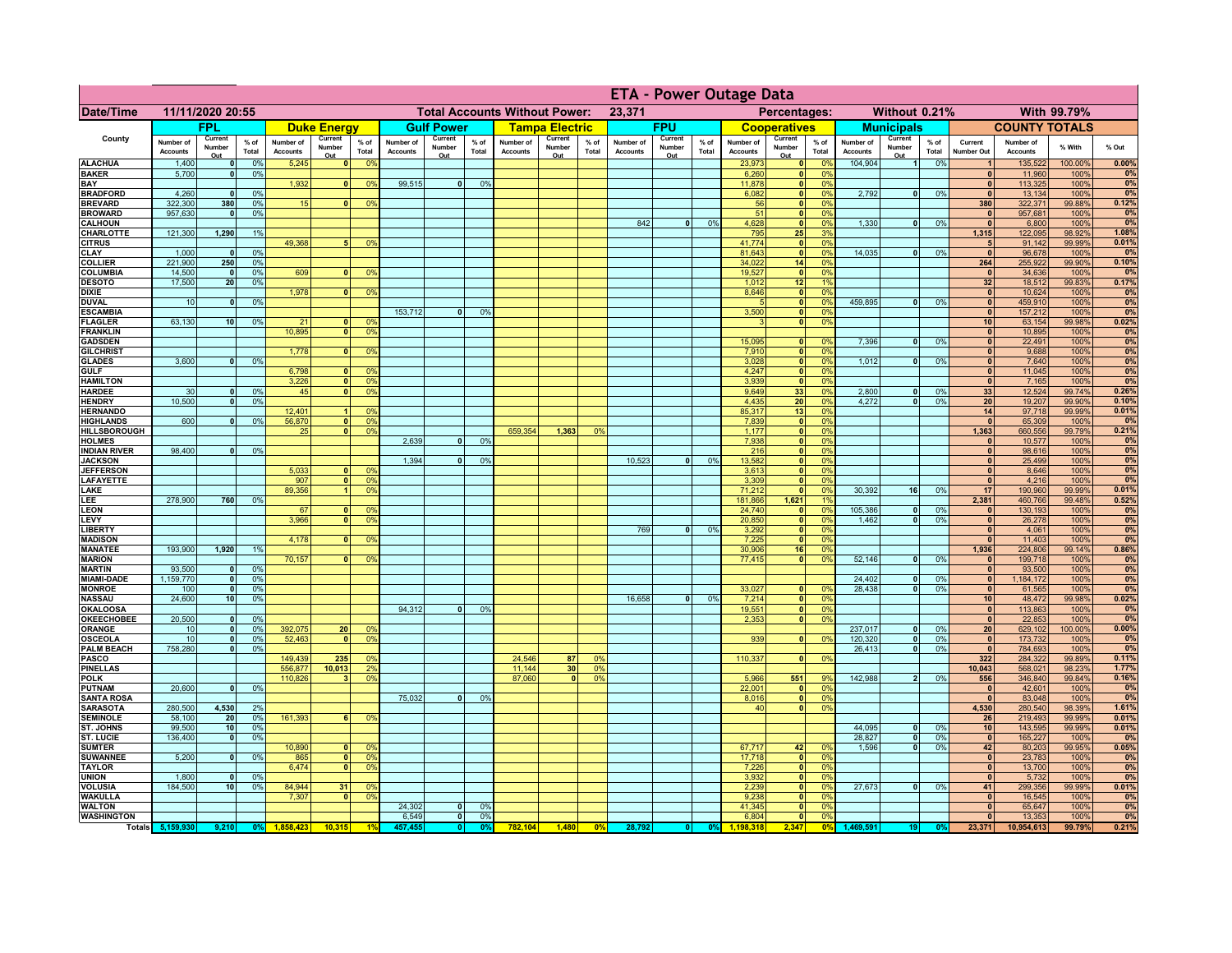# ETA - Power Outage Data

| Date/Time | 11/11/2020 20:55 | | | | | Total Accounts Without Power: | | | | 23,371 | | | | | Percentages: | | | Without 0.21% | | | With 99.79% | | |
|---|---|---|---|---|---|---|---|---|---|---|---|---|---|---|---|---|---|---|---|---|---|---|---|
| County | FPL | | | Duke Energy | | | Gulf Power | | | Tampa Electric | | | FPU | | | Cooperatives | | | Municipals | | | COUNTY TOTALS | | | |
| | Number of Accounts | Current Number Out | % of Total | Number of Accounts | Current Number Out | % of Total | Number of Accounts | Current Number Out | % of Total | Number of Accounts | Current Number Out | % of Total | Number of Accounts | Current Number Out | % of Total | Number of Accounts | Current Number Out | % of Total | Number of Accounts | Current Number Out | % of Total | Current Number Out | Number of Accounts | % With | % Out |
| ALACHUA | 1,400 | 0 | 0% | 5,245 | 0 | 0% | | | | | | | | | | 23,973 | 0 | 0% | 104,904 | 1 | 0% | 1 | 135,522 | 100.00% | 0.00% |
| BAKER | 5,700 | 0 | 0% | | | | | | | | | | | | | 6,260 | 0 | 0% | | | | 0 | 11,960 | 100% | 0% |
| BAY | | | | 1,932 | 0 | 0% | 99,515 | 0 | 0% | | | | | | | 11,878 | 0 | 0% | | | | 0 | 113,325 | 100% | 0% |
| BRADFORD | 4,260 | 0 | 0% | | | | | | | | | | | | | 6,082 | 0 | 0% | 2,792 | 0 | 0% | 0 | 13,134 | 100% | 0% |
| BREVARD | 322,300 | 380 | 0% | 15 | 0 | 0% | | | | | | | | | | 56 | 0 | 0% | | | | 380 | 322,371 | 99.88% | 0.12% |
| BROWARD | 957,630 | 0 | 0% | | | | | | | | | | | | | 51 | 0 | 0% | | | | 0 | 957,681 | 100% | 0% |
| CALHOUN | | | | | | | | | | | | | 842 | 0 | 0% | 4,628 | 0 | 0% | 1,330 | 0 | 0% | 0 | 6,800 | 100% | 0% |
| CHARLOTTE | 121,300 | 1,290 | 1% | | | | | | | | | | | | | 795 | 25 | 3% | | | | 1,315 | 122,095 | 98.92% | 1.08% |
| CITRUS | | | | 49,368 | 5 | 0% | | | | | | | | | | 41,774 | 0 | 0% | | | | 5 | 91,142 | 99.99% | 0.01% |
| CLAY | 1,000 | 0 | 0% | | | | | | | | | | | | | 81,643 | 0 | 0% | 14,035 | 0 | 0% | 0 | 96,678 | 100% | 0% |
| COLLIER | 221,900 | 250 | 0% | | | | | | | | | | | | | 34,022 | 14 | 0% | | | | 264 | 255,922 | 99.90% | 0.10% |
| COLUMBIA | 14,500 | 0 | 0% | 609 | 0 | 0% | | | | | | | | | | 19,527 | 0 | 0% | | | | 0 | 34,636 | 100% | 0% |
| DESOTO | 17,500 | 20 | 0% | | | | | | | | | | | | | 1,012 | 12 | 1% | | | | 32 | 18,512 | 99.83% | 0.17% |
| DIXIE | | | | 1,978 | 0 | 0% | | | | | | | | | | 8,646 | 0 | 0% | | | | 0 | 10,624 | 100% | 0% |
| DUVAL | 10 | 0 | 0% | | | | | | | | | | | | | 5 | 0 | 0% | 459,895 | 0 | 0% | 0 | 459,910 | 100% | 0% |
| ESCAMBIA | | | | | | | 153,712 | 0 | 0% | | | | | | | 3,500 | 0 | 0% | | | | 0 | 157,212 | 100% | 0% |
| FLAGLER | 63,130 | 10 | 0% | 21 | 0 | 0% | | | | | | | | | | 3 | 0 | 0% | | | | 10 | 63,154 | 99.98% | 0.02% |
| FRANKLIN | | | | 10,895 | 0 | 0% | | | | | | | | | | | | | | | | 0 | 10,895 | 100% | 0% |
| GADSDEN | | | | | | | | | | | | | | | | 15,095 | 0 | 0% | 7,396 | 0 | 0% | 0 | 22,491 | 100% | 0% |
| GILCHRIST | | | | 1,778 | 0 | 0% | | | | | | | | | | 7,910 | 0 | 0% | | | | 0 | 9,688 | 100% | 0% |
| GLADES | 3,600 | 0 | 0% | | | | | | | | | | | | | 3,028 | 0 | 0% | 1,012 | 0 | 0% | 0 | 7,640 | 100% | 0% |
| GULF | | | | 6,798 | 0 | 0% | | | | | | | | | | 4,247 | 0 | 0% | | | | 0 | 11,045 | 100% | 0% |
| HAMILTON | | | | 3,226 | 0 | 0% | | | | | | | | | | 3,939 | 0 | 0% | | | | 0 | 7,165 | 100% | 0% |
| HARDEE | 30 | 0 | 0% | 45 | 0 | 0% | | | | | | | | | | 9,649 | 33 | 0% | 2,800 | 0 | 0% | 33 | 12,524 | 99.74% | 0.26% |
| HENDRY | 10,500 | 0 | 0% | | | | | | | | | | | | | 4,435 | 20 | 0% | 4,272 | 0 | 0% | 20 | 19,207 | 99.90% | 0.10% |
| HERNANDO | | | | 12,401 | 1 | 0% | | | | | | | | | | 85,317 | 13 | 0% | | | | 14 | 97,718 | 99.99% | 0.01% |
| HIGHLANDS | 600 | 0 | 0% | 56,870 | 0 | 0% | | | | | | | | | | 7,839 | 0 | 0% | | | | 0 | 65,309 | 100% | 0% |
| HILLSBOROUGH | | | | 25 | 0 | 0% | | | | 659,354 | 1,363 | 0% | | | | 1,177 | 0 | 0% | | | | 1,363 | 660,556 | 99.79% | 0.21% |
| HOLMES | | | | | | | 2,639 | 0 | 0% | | | | | | | 7,938 | 0 | 0% | | | | 0 | 10,577 | 100% | 0% |
| INDIAN RIVER | 98,400 | 0 | 0% | | | | | | | | | | | | | 216 | 0 | 0% | | | | 0 | 98,616 | 100% | 0% |
| JACKSON | | | | | | | 1,394 | 0 | 0% | | | | 10,523 | 0 | 0% | 13,582 | 0 | 0% | | | | 0 | 25,499 | 100% | 0% |
| JEFFERSON | | | | 5,033 | 0 | 0% | | | | | | | | | | 3,613 | 0 | 0% | | | | 0 | 8,646 | 100% | 0% |
| LAFAYETTE | | | | 907 | 0 | 0% | | | | | | | | | | 3,309 | 0 | 0% | | | | 0 | 4,216 | 100% | 0% |
| LAKE | | | | 89,356 | 1 | 0% | | | | | | | | | | 71,212 | 0 | 0% | 30,392 | 16 | 0% | 17 | 190,960 | 99.99% | 0.01% |
| LEE | 278,900 | 760 | 0% | | | | | | | | | | | | | 181,866 | 1,621 | 1% | | | | 2,381 | 460,766 | 99.48% | 0.52% |
| LEON | | | | 67 | 0 | 0% | | | | | | | | | | 24,740 | 0 | 0% | 105,386 | 0 | 0% | 0 | 130,193 | 100% | 0% |
| LEVY | | | | 3,966 | 0 | 0% | | | | | | | | | | 20,850 | 0 | 0% | 1,462 | 0 | 0% | 0 | 26,278 | 100% | 0% |
| LIBERTY | | | | | | | | | | | | | 769 | 0 | 0% | 3,292 | 0 | 0% | | | | 0 | 4,061 | 100% | 0% |
| MADISON | | | | 4,178 | 0 | 0% | | | | | | | | | | 7,225 | 0 | 0% | | | | 0 | 11,403 | 100% | 0% |
| MANATEE | 193,900 | 1,920 | 1% | | | | | | | | | | | | | 30,906 | 16 | 0% | | | | 1,936 | 224,806 | 99.14% | 0.86% |
| MARION | | | | 70,157 | 0 | 0% | | | | | | | | | | 77,415 | 0 | 0% | 52,146 | 0 | 0% | 0 | 199,718 | 100% | 0% |
| MARTIN | 93,500 | 0 | 0% | | | | | | | | | | | | | | | | | | | 0 | 93,500 | 100% | 0% |
| MIAMI-DADE | 1,159,770 | 0 | 0% | | | | | | | | | | | | | | | | 24,402 | 0 | 0% | 0 | 1,184,172 | 100% | 0% |
| MONROE | 100 | 0 | 0% | | | | | | | | | | | | | 33,027 | 0 | 0% | 28,438 | 0 | 0% | 0 | 61,565 | 100% | 0% |
| NASSAU | 24,600 | 10 | 0% | | | | | | | | | | 16,658 | 0 | 0% | 7,214 | 0 | 0% | | | | 10 | 48,472 | 99.98% | 0.02% |
| OKALOOSA | | | | | | | 94,312 | 0 | 0% | | | | | | | 19,551 | 0 | 0% | | | | 0 | 113,863 | 100% | 0% |
| OKEECHOBEE | 20,500 | 0 | 0% | | | | | | | | | | | | | 2,353 | 0 | 0% | | | | 0 | 22,853 | 100% | 0% |
| ORANGE | 10 | 0 | 0% | 392,075 | 20 | 0% | | | | | | | | | | | | | 237,017 | 0 | 0% | 20 | 629,102 | 100.00% | 0.00% |
| OSCEOLA | 10 | 0 | 0% | 52,463 | 0 | 0% | | | | | | | | | | 939 | 0 | 0% | 120,320 | 0 | 0% | 0 | 173,732 | 100% | 0% |
| PALM BEACH | 758,280 | 0 | 0% | | | | | | | | | | | | | | | | 26,413 | 0 | 0% | 0 | 784,693 | 100% | 0% |
| PASCO | | | | 149,439 | 235 | 0% | | | | 24,546 | 87 | 0% | | | | 110,337 | 0 | 0% | | | | 322 | 284,322 | 99.89% | 0.11% |
| PINELLAS | | | | 556,877 | 10,013 | 2% | | | | 11,144 | 30 | 0% | | | | | | | | | | 10,043 | 568,021 | 98.23% | 1.77% |
| POLK | | | | 110,826 | 3 | 0% | | | | 87,060 | 0 | 0% | | | | 5,966 | 551 | 9% | 142,988 | 2 | 0% | 556 | 346,840 | 99.84% | 0.16% |
| PUTNAM | 20,600 | 0 | 0% | | | | | | | | | | | | | 22,001 | 0 | 0% | | | | 0 | 42,601 | 100% | 0% |
| SANTA ROSA | | | | | | | 75,032 | 0 | 0% | | | | | | | 8,016 | 0 | 0% | | | | 0 | 83,048 | 100% | 0% |
| SARASOTA | 280,500 | 4,530 | 2% | | | | | | | | | | | | | 40 | 0 | 0% | | | | 4,530 | 280,540 | 98.39% | 1.61% |
| SEMINOLE | 58,100 | 20 | 0% | 161,393 | 6 | 0% | | | | | | | | | | | | | | | | 26 | 219,493 | 99.99% | 0.01% |
| ST. JOHNS | 99,500 | 10 | 0% | | | | | | | | | | | | | | | | 44,095 | 0 | 0% | 10 | 143,595 | 99.99% | 0.01% |
| ST. LUCIE | 136,400 | 0 | 0% | | | | | | | | | | | | | | | | 28,827 | 0 | 0% | 0 | 165,227 | 100% | 0% |
| SUMTER | | | | 10,890 | 0 | 0% | | | | | | | | | | 67,717 | 42 | 0% | 1,596 | 0 | 0% | 42 | 80,203 | 99.95% | 0.05% |
| SUWANNEE | 5,200 | 0 | 0% | 865 | 0 | 0% | | | | | | | | | | 17,718 | 0 | 0% | | | | 0 | 23,783 | 100% | 0% |
| TAYLOR | | | | 6,474 | 0 | 0% | | | | | | | | | | 7,226 | 0 | 0% | | | | 0 | 13,700 | 100% | 0% |
| UNION | 1,800 | 0 | 0% | | | | | | | | | | | | | 3,932 | 0 | 0% | | | | 0 | 5,732 | 100% | 0% |
| VOLUSIA | 184,500 | 10 | 0% | 84,944 | 31 | 0% | | | | | | | | | | 2,239 | 0 | 0% | 27,673 | 0 | 0% | 41 | 299,356 | 99.99% | 0.01% |
| WAKULLA | | | | 7,307 | 0 | 0% | | | | | | | | | | 9,238 | 0 | 0% | | | | 0 | 16,545 | 100% | 0% |
| WALTON | | | | | | | 24,302 | 0 | 0% | | | | | | | 41,345 | 0 | 0% | | | | 0 | 65,647 | 100% | 0% |
| WASHINGTON | | | | | | | 6,549 | 0 | 0% | | | | | | | 6,804 | 0 | 0% | | | | 0 | 13,353 | 100% | 0% |
| Totals | 5,159,930 | 9,210 | 0% | 1,858,423 | 10,315 | 1% | 457,455 | 0 | 0% | 782,104 | 1,480 | 0% | 28,792 | 0 | 0% | 1,198,318 | 2,347 | 0% | 1,469,591 | 19 | 0% | 23,371 | 10,954,613 | 99.79% | 0.21% |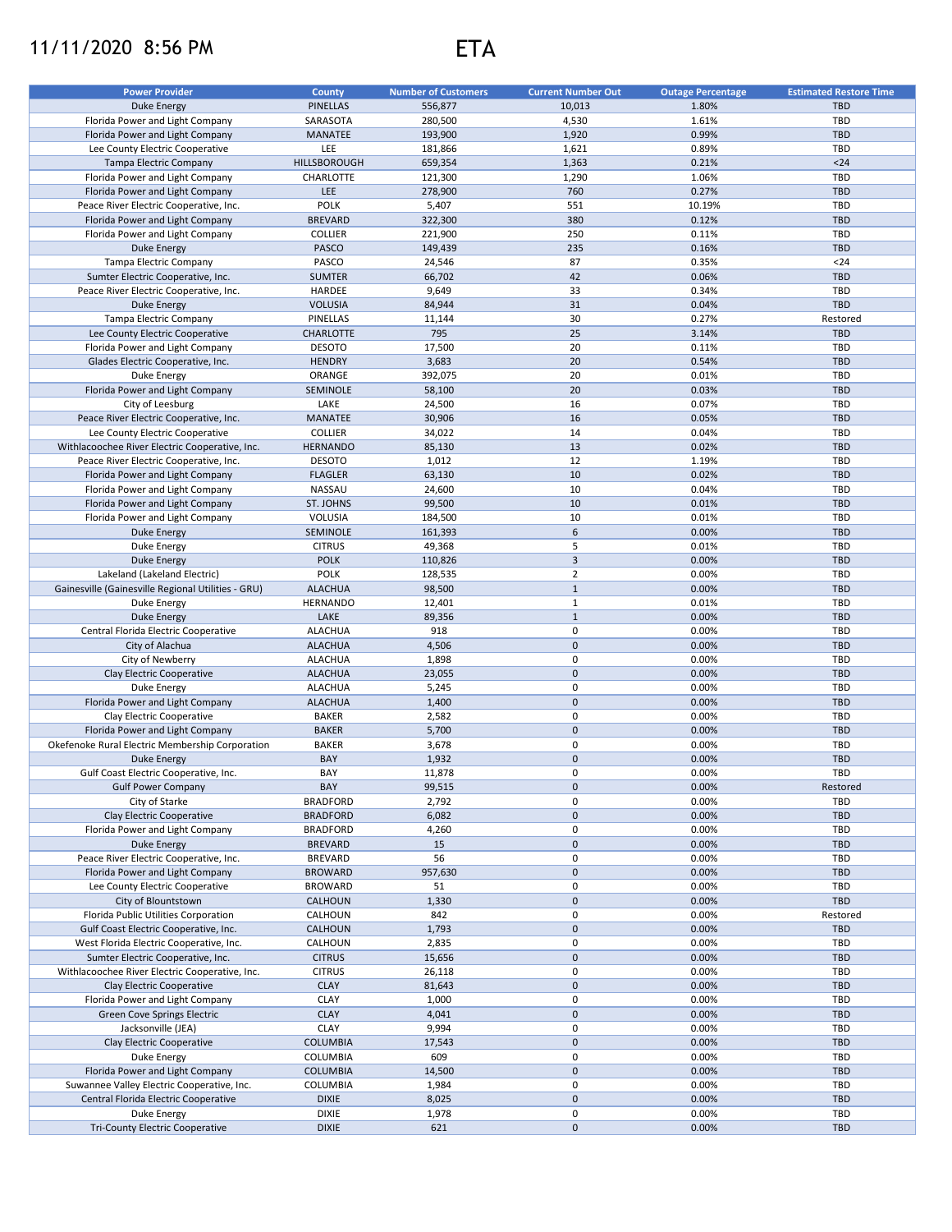11/11/2020 8:56 PM

# ETA

| Power Provider | County | Number of Customers | Current Number Out | Outage Percentage | Estimated Restore Time |
|---|---|---|---|---|---|
| Duke Energy | PINELLAS | 556,877 | 10,013 | 1.80% | TBD |
| Florida Power and Light Company | SARASOTA | 280,500 | 4,530 | 1.61% | TBD |
| Florida Power and Light Company | MANATEE | 193,900 | 1,920 | 0.99% | TBD |
| Lee County Electric Cooperative | LEE | 181,866 | 1,621 | 0.89% | TBD |
| Tampa Electric Company | HILLSBOROUGH | 659,354 | 1,363 | 0.21% | <24 |
| Florida Power and Light Company | CHARLOTTE | 121,300 | 1,290 | 1.06% | TBD |
| Florida Power and Light Company | LEE | 278,900 | 760 | 0.27% | TBD |
| Peace River Electric Cooperative, Inc. | POLK | 5,407 | 551 | 10.19% | TBD |
| Florida Power and Light Company | BREVARD | 322,300 | 380 | 0.12% | TBD |
| Florida Power and Light Company | COLLIER | 221,900 | 250 | 0.11% | TBD |
| Duke Energy | PASCO | 149,439 | 235 | 0.16% | TBD |
| Tampa Electric Company | PASCO | 24,546 | 87 | 0.35% | <24 |
| Sumter Electric Cooperative, Inc. | SUMTER | 66,702 | 42 | 0.06% | TBD |
| Peace River Electric Cooperative, Inc. | HARDEE | 9,649 | 33 | 0.34% | TBD |
| Duke Energy | VOLUSIA | 84,944 | 31 | 0.04% | TBD |
| Tampa Electric Company | PINELLAS | 11,144 | 30 | 0.27% | Restored |
| Lee County Electric Cooperative | CHARLOTTE | 795 | 25 | 3.14% | TBD |
| Florida Power and Light Company | DESOTO | 17,500 | 20 | 0.11% | TBD |
| Glades Electric Cooperative, Inc. | HENDRY | 3,683 | 20 | 0.54% | TBD |
| Duke Energy | ORANGE | 392,075 | 20 | 0.01% | TBD |
| Florida Power and Light Company | SEMINOLE | 58,100 | 20 | 0.03% | TBD |
| City of Leesburg | LAKE | 24,500 | 16 | 0.07% | TBD |
| Peace River Electric Cooperative, Inc. | MANATEE | 30,906 | 16 | 0.05% | TBD |
| Lee County Electric Cooperative | COLLIER | 34,022 | 14 | 0.04% | TBD |
| Withlacoochee River Electric Cooperative, Inc. | HERNANDO | 85,130 | 13 | 0.02% | TBD |
| Peace River Electric Cooperative, Inc. | DESOTO | 1,012 | 12 | 1.19% | TBD |
| Florida Power and Light Company | FLAGLER | 63,130 | 10 | 0.02% | TBD |
| Florida Power and Light Company | NASSAU | 24,600 | 10 | 0.04% | TBD |
| Florida Power and Light Company | ST. JOHNS | 99,500 | 10 | 0.01% | TBD |
| Florida Power and Light Company | VOLUSIA | 184,500 | 10 | 0.01% | TBD |
| Duke Energy | SEMINOLE | 161,393 | 6 | 0.00% | TBD |
| Duke Energy | CITRUS | 49,368 | 5 | 0.01% | TBD |
| Duke Energy | POLK | 110,826 | 3 | 0.00% | TBD |
| Lakeland (Lakeland Electric) | POLK | 128,535 | 2 | 0.00% | TBD |
| Gainesville (Gainesville Regional Utilities - GRU) | ALACHUA | 98,500 | 1 | 0.00% | TBD |
| Duke Energy | HERNANDO | 12,401 | 1 | 0.01% | TBD |
| Duke Energy | LAKE | 89,356 | 1 | 0.00% | TBD |
| Central Florida Electric Cooperative | ALACHUA | 918 | 0 | 0.00% | TBD |
| City of Alachua | ALACHUA | 4,506 | 0 | 0.00% | TBD |
| City of Newberry | ALACHUA | 1,898 | 0 | 0.00% | TBD |
| Clay Electric Cooperative | ALACHUA | 23,055 | 0 | 0.00% | TBD |
| Duke Energy | ALACHUA | 5,245 | 0 | 0.00% | TBD |
| Florida Power and Light Company | ALACHUA | 1,400 | 0 | 0.00% | TBD |
| Clay Electric Cooperative | BAKER | 2,582 | 0 | 0.00% | TBD |
| Florida Power and Light Company | BAKER | 5,700 | 0 | 0.00% | TBD |
| Okefenoke Rural Electric Membership Corporation | BAKER | 3,678 | 0 | 0.00% | TBD |
| Duke Energy | BAY | 1,932 | 0 | 0.00% | TBD |
| Gulf Coast Electric Cooperative, Inc. | BAY | 11,878 | 0 | 0.00% | TBD |
| Gulf Power Company | BAY | 99,515 | 0 | 0.00% | Restored |
| City of Starke | BRADFORD | 2,792 | 0 | 0.00% | TBD |
| Clay Electric Cooperative | BRADFORD | 6,082 | 0 | 0.00% | TBD |
| Florida Power and Light Company | BRADFORD | 4,260 | 0 | 0.00% | TBD |
| Duke Energy | BREVARD | 15 | 0 | 0.00% | TBD |
| Peace River Electric Cooperative, Inc. | BREVARD | 56 | 0 | 0.00% | TBD |
| Florida Power and Light Company | BROWARD | 957,630 | 0 | 0.00% | TBD |
| Lee County Electric Cooperative | BROWARD | 51 | 0 | 0.00% | TBD |
| City of Blountstown | CALHOUN | 1,330 | 0 | 0.00% | TBD |
| Florida Public Utilities Corporation | CALHOUN | 842 | 0 | 0.00% | Restored |
| Gulf Coast Electric Cooperative, Inc. | CALHOUN | 1,793 | 0 | 0.00% | TBD |
| West Florida Electric Cooperative, Inc. | CALHOUN | 2,835 | 0 | 0.00% | TBD |
| Sumter Electric Cooperative, Inc. | CITRUS | 15,656 | 0 | 0.00% | TBD |
| Withlacoochee River Electric Cooperative, Inc. | CITRUS | 26,118 | 0 | 0.00% | TBD |
| Clay Electric Cooperative | CLAY | 81,643 | 0 | 0.00% | TBD |
| Florida Power and Light Company | CLAY | 1,000 | 0 | 0.00% | TBD |
| Green Cove Springs Electric | CLAY | 4,041 | 0 | 0.00% | TBD |
| Jacksonville (JEA) | CLAY | 9,994 | 0 | 0.00% | TBD |
| Clay Electric Cooperative | COLUMBIA | 17,543 | 0 | 0.00% | TBD |
| Duke Energy | COLUMBIA | 609 | 0 | 0.00% | TBD |
| Florida Power and Light Company | COLUMBIA | 14,500 | 0 | 0.00% | TBD |
| Suwannee Valley Electric Cooperative, Inc. | COLUMBIA | 1,984 | 0 | 0.00% | TBD |
| Central Florida Electric Cooperative | DIXIE | 8,025 | 0 | 0.00% | TBD |
| Duke Energy | DIXIE | 1,978 | 0 | 0.00% | TBD |
| Tri-County Electric Cooperative | DIXIE | 621 | 0 | 0.00% | TBD |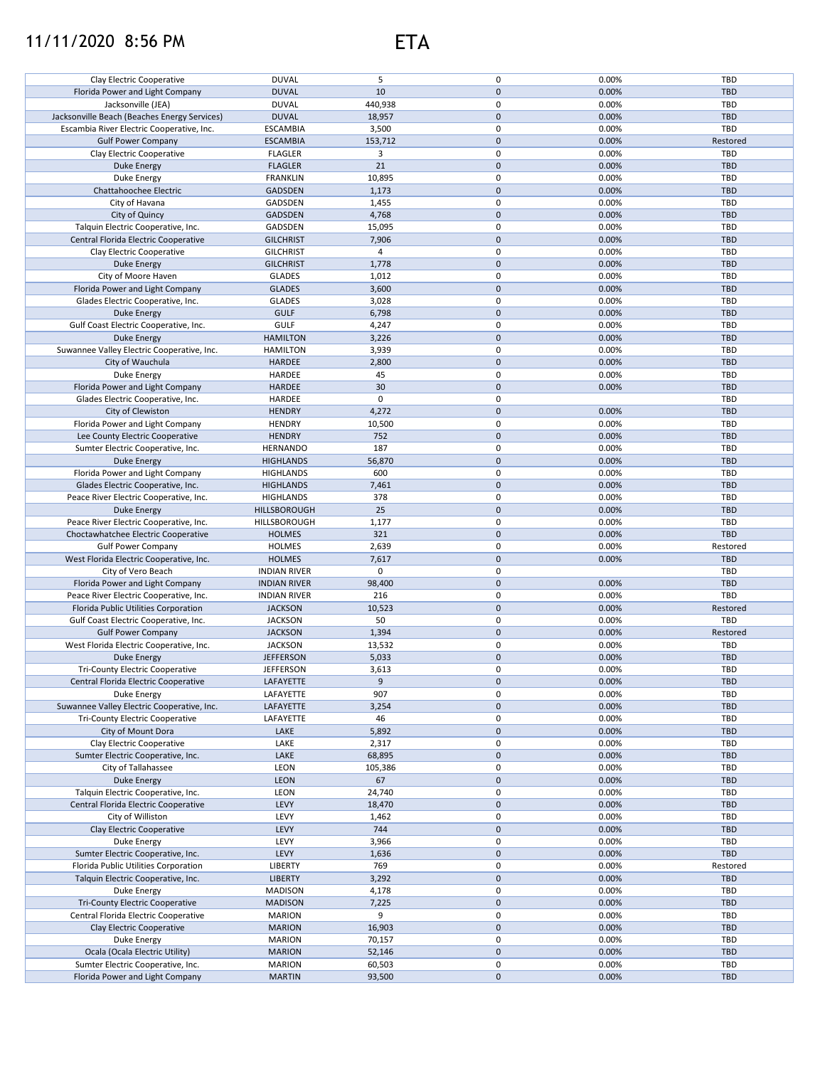| Clay Electric Cooperative | DUVAL | 5 | 0 | 0.00% | TBD |
|---|---|---|---|---|---|
| Florida Power and Light Company | DUVAL | 10 | 0 | 0.00% | TBD |
| Jacksonville (JEA) | DUVAL | 440,938 | 0 | 0.00% | TBD |
| Jacksonville Beach (Beaches Energy Services) | DUVAL | 18,957 | 0 | 0.00% | TBD |
| Escambia River Electric Cooperative, Inc. | ESCAMBIA | 3,500 | 0 | 0.00% | TBD |
| Gulf Power Company | ESCAMBIA | 153,712 | 0 | 0.00% | Restored |
| Clay Electric Cooperative | FLAGLER | 3 | 0 | 0.00% | TBD |
| Duke Energy | FLAGLER | 21 | 0 | 0.00% | TBD |
| Duke Energy | FRANKLIN | 10,895 | 0 | 0.00% | TBD |
| Chattahoochee Electric | GADSDEN | 1,173 | 0 | 0.00% | TBD |
| City of Havana | GADSDEN | 1,455 | 0 | 0.00% | TBD |
| City of Quincy | GADSDEN | 4,768 | 0 | 0.00% | TBD |
| Talquin Electric Cooperative, Inc. | GADSDEN | 15,095 | 0 | 0.00% | TBD |
| Central Florida Electric Cooperative | GILCHRIST | 7,906 | 0 | 0.00% | TBD |
| Clay Electric Cooperative | GILCHRIST | 4 | 0 | 0.00% | TBD |
| Duke Energy | GILCHRIST | 1,778 | 0 | 0.00% | TBD |
| City of Moore Haven | GLADES | 1,012 | 0 | 0.00% | TBD |
| Florida Power and Light Company | GLADES | 3,600 | 0 | 0.00% | TBD |
| Glades Electric Cooperative, Inc. | GLADES | 3,028 | 0 | 0.00% | TBD |
| Duke Energy | GULF | 6,798 | 0 | 0.00% | TBD |
| Gulf Coast Electric Cooperative, Inc. | GULF | 4,247 | 0 | 0.00% | TBD |
| Duke Energy | HAMILTON | 3,226 | 0 | 0.00% | TBD |
| Suwannee Valley Electric Cooperative, Inc. | HAMILTON | 3,939 | 0 | 0.00% | TBD |
| City of Wauchula | HARDEE | 2,800 | 0 | 0.00% | TBD |
| Duke Energy | HARDEE | 45 | 0 | 0.00% | TBD |
| Florida Power and Light Company | HARDEE | 30 | 0 | 0.00% | TBD |
| Glades Electric Cooperative, Inc. | HARDEE | 0 | 0 | | TBD |
| City of Clewiston | HENDRY | 4,272 | 0 | 0.00% | TBD |
| Florida Power and Light Company | HENDRY | 10,500 | 0 | 0.00% | TBD |
| Lee County Electric Cooperative | HENDRY | 752 | 0 | 0.00% | TBD |
| Sumter Electric Cooperative, Inc. | HERNANDO | 187 | 0 | 0.00% | TBD |
| Duke Energy | HIGHLANDS | 56,870 | 0 | 0.00% | TBD |
| Florida Power and Light Company | HIGHLANDS | 600 | 0 | 0.00% | TBD |
| Glades Electric Cooperative, Inc. | HIGHLANDS | 7,461 | 0 | 0.00% | TBD |
| Peace River Electric Cooperative, Inc. | HIGHLANDS | 378 | 0 | 0.00% | TBD |
| Duke Energy | HILLSBOROUGH | 25 | 0 | 0.00% | TBD |
| Peace River Electric Cooperative, Inc. | HILLSBOROUGH | 1,177 | 0 | 0.00% | TBD |
| Choctawhatchee Electric Cooperative | HOLMES | 321 | 0 | 0.00% | TBD |
| Gulf Power Company | HOLMES | 2,639 | 0 | 0.00% | Restored |
| West Florida Electric Cooperative, Inc. | HOLMES | 7,617 | 0 | 0.00% | TBD |
| City of Vero Beach | INDIAN RIVER | 0 | 0 | | TBD |
| Florida Power and Light Company | INDIAN RIVER | 98,400 | 0 | 0.00% | TBD |
| Peace River Electric Cooperative, Inc. | INDIAN RIVER | 216 | 0 | 0.00% | TBD |
| Florida Public Utilities Corporation | JACKSON | 10,523 | 0 | 0.00% | Restored |
| Gulf Coast Electric Cooperative, Inc. | JACKSON | 50 | 0 | 0.00% | TBD |
| Gulf Power Company | JACKSON | 1,394 | 0 | 0.00% | Restored |
| West Florida Electric Cooperative, Inc. | JACKSON | 13,532 | 0 | 0.00% | TBD |
| Duke Energy | JEFFERSON | 5,033 | 0 | 0.00% | TBD |
| Tri-County Electric Cooperative | JEFFERSON | 3,613 | 0 | 0.00% | TBD |
| Central Florida Electric Cooperative | LAFAYETTE | 9 | 0 | 0.00% | TBD |
| Duke Energy | LAFAYETTE | 907 | 0 | 0.00% | TBD |
| Suwannee Valley Electric Cooperative, Inc. | LAFAYETTE | 3,254 | 0 | 0.00% | TBD |
| Tri-County Electric Cooperative | LAFAYETTE | 46 | 0 | 0.00% | TBD |
| City of Mount Dora | LAKE | 5,892 | 0 | 0.00% | TBD |
| Clay Electric Cooperative | LAKE | 2,317 | 0 | 0.00% | TBD |
| Sumter Electric Cooperative, Inc. | LAKE | 68,895 | 0 | 0.00% | TBD |
| City of Tallahassee | LEON | 105,386 | 0 | 0.00% | TBD |
| Duke Energy | LEON | 67 | 0 | 0.00% | TBD |
| Talquin Electric Cooperative, Inc. | LEON | 24,740 | 0 | 0.00% | TBD |
| Central Florida Electric Cooperative | LEVY | 18,470 | 0 | 0.00% | TBD |
| City of Williston | LEVY | 1,462 | 0 | 0.00% | TBD |
| Clay Electric Cooperative | LEVY | 744 | 0 | 0.00% | TBD |
| Duke Energy | LEVY | 3,966 | 0 | 0.00% | TBD |
| Sumter Electric Cooperative, Inc. | LEVY | 1,636 | 0 | 0.00% | TBD |
| Florida Public Utilities Corporation | LIBERTY | 769 | 0 | 0.00% | Restored |
| Talquin Electric Cooperative, Inc. | LIBERTY | 3,292 | 0 | 0.00% | TBD |
| Duke Energy | MADISON | 4,178 | 0 | 0.00% | TBD |
| Tri-County Electric Cooperative | MADISON | 7,225 | 0 | 0.00% | TBD |
| Central Florida Electric Cooperative | MARION | 9 | 0 | 0.00% | TBD |
| Clay Electric Cooperative | MARION | 16,903 | 0 | 0.00% | TBD |
| Duke Energy | MARION | 70,157 | 0 | 0.00% | TBD |
| Ocala (Ocala Electric Utility) | MARION | 52,146 | 0 | 0.00% | TBD |
| Sumter Electric Cooperative, Inc. | MARION | 60,503 | 0 | 0.00% | TBD |
| Florida Power and Light Company | MARTIN | 93,500 | 0 | 0.00% | TBD |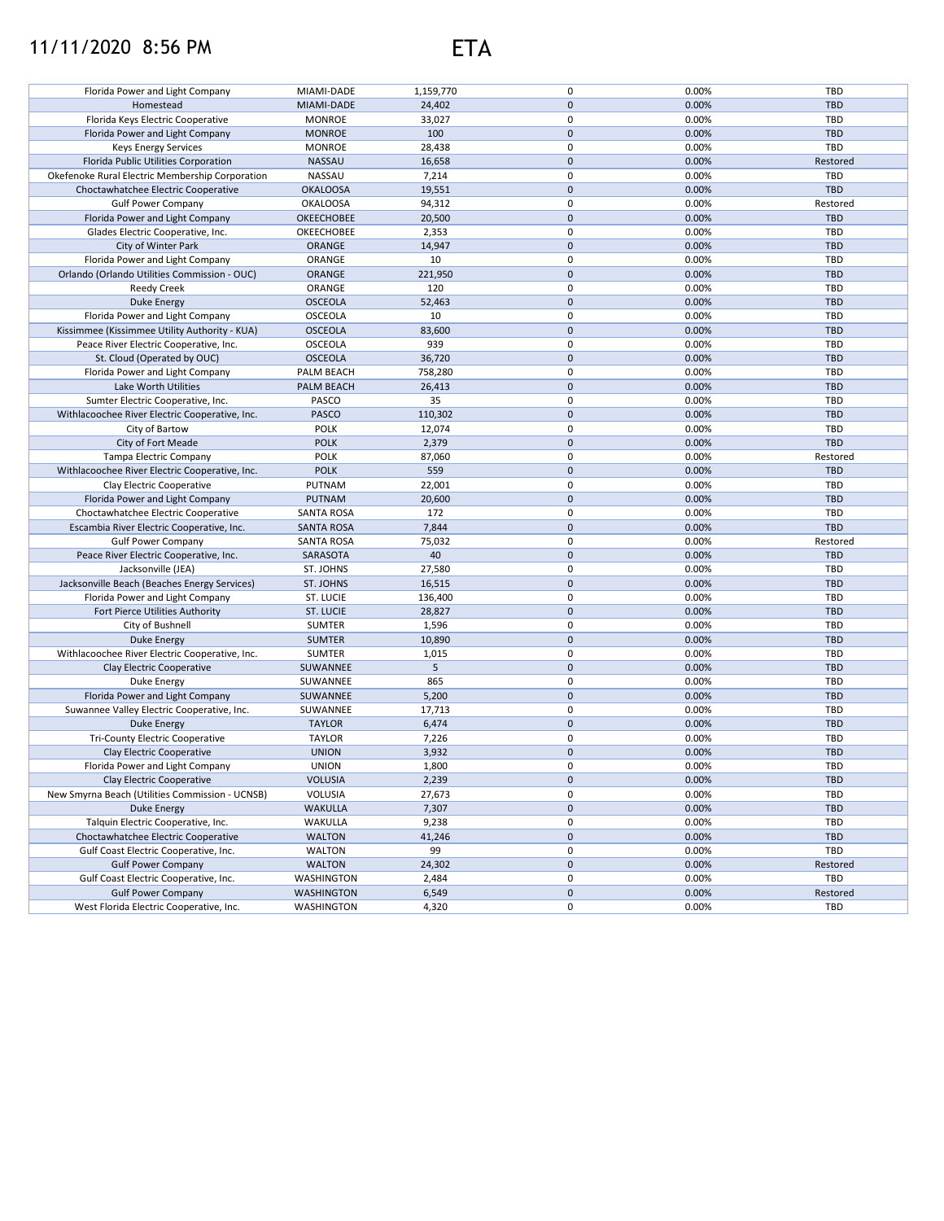# 11/11/2020 8:56 PM

# ETA

| | | | | | |
|---|---|---|---|---|---|
| Florida Power and Light Company | MIAMI-DADE | 1,159,770 | 0 | 0.00% | TBD |
| Homestead | MIAMI-DADE | 24,402 | 0 | 0.00% | TBD |
| Florida Keys Electric Cooperative | MONROE | 33,027 | 0 | 0.00% | TBD |
| Florida Power and Light Company | MONROE | 100 | 0 | 0.00% | TBD |
| Keys Energy Services | MONROE | 28,438 | 0 | 0.00% | TBD |
| Florida Public Utilities Corporation | NASSAU | 16,658 | 0 | 0.00% | Restored |
| Okefenoke Rural Electric Membership Corporation | NASSAU | 7,214 | 0 | 0.00% | TBD |
| Choctawhatchee Electric Cooperative | OKALOOSA | 19,551 | 0 | 0.00% | TBD |
| Gulf Power Company | OKALOOSA | 94,312 | 0 | 0.00% | Restored |
| Florida Power and Light Company | OKEECHOBEE | 20,500 | 0 | 0.00% | TBD |
| Glades Electric Cooperative, Inc. | OKEECHOBEE | 2,353 | 0 | 0.00% | TBD |
| City of Winter Park | ORANGE | 14,947 | 0 | 0.00% | TBD |
| Florida Power and Light Company | ORANGE | 10 | 0 | 0.00% | TBD |
| Orlando (Orlando Utilities Commission - OUC) | ORANGE | 221,950 | 0 | 0.00% | TBD |
| Reedy Creek | ORANGE | 120 | 0 | 0.00% | TBD |
| Duke Energy | OSCEOLA | 52,463 | 0 | 0.00% | TBD |
| Florida Power and Light Company | OSCEOLA | 10 | 0 | 0.00% | TBD |
| Kissimmee (Kissimmee Utility Authority - KUA) | OSCEOLA | 83,600 | 0 | 0.00% | TBD |
| Peace River Electric Cooperative, Inc. | OSCEOLA | 939 | 0 | 0.00% | TBD |
| St. Cloud (Operated by OUC) | OSCEOLA | 36,720 | 0 | 0.00% | TBD |
| Florida Power and Light Company | PALM BEACH | 758,280 | 0 | 0.00% | TBD |
| Lake Worth Utilities | PALM BEACH | 26,413 | 0 | 0.00% | TBD |
| Sumter Electric Cooperative, Inc. | PASCO | 35 | 0 | 0.00% | TBD |
| Withlacoochee River Electric Cooperative, Inc. | PASCO | 110,302 | 0 | 0.00% | TBD |
| City of Bartow | POLK | 12,074 | 0 | 0.00% | TBD |
| City of Fort Meade | POLK | 2,379 | 0 | 0.00% | TBD |
| Tampa Electric Company | POLK | 87,060 | 0 | 0.00% | Restored |
| Withlacoochee River Electric Cooperative, Inc. | POLK | 559 | 0 | 0.00% | TBD |
| Clay Electric Cooperative | PUTNAM | 22,001 | 0 | 0.00% | TBD |
| Florida Power and Light Company | PUTNAM | 20,600 | 0 | 0.00% | TBD |
| Choctawhatchee Electric Cooperative | SANTA ROSA | 172 | 0 | 0.00% | TBD |
| Escambia River Electric Cooperative, Inc. | SANTA ROSA | 7,844 | 0 | 0.00% | TBD |
| Gulf Power Company | SANTA ROSA | 75,032 | 0 | 0.00% | Restored |
| Peace River Electric Cooperative, Inc. | SARASOTA | 40 | 0 | 0.00% | TBD |
| Jacksonville (JEA) | ST. JOHNS | 27,580 | 0 | 0.00% | TBD |
| Jacksonville Beach (Beaches Energy Services) | ST. JOHNS | 16,515 | 0 | 0.00% | TBD |
| Florida Power and Light Company | ST. LUCIE | 136,400 | 0 | 0.00% | TBD |
| Fort Pierce Utilities Authority | ST. LUCIE | 28,827 | 0 | 0.00% | TBD |
| City of Bushnell | SUMTER | 1,596 | 0 | 0.00% | TBD |
| Duke Energy | SUMTER | 10,890 | 0 | 0.00% | TBD |
| Withlacoochee River Electric Cooperative, Inc. | SUMTER | 1,015 | 0 | 0.00% | TBD |
| Clay Electric Cooperative | SUWANNEE | 5 | 0 | 0.00% | TBD |
| Duke Energy | SUWANNEE | 865 | 0 | 0.00% | TBD |
| Florida Power and Light Company | SUWANNEE | 5,200 | 0 | 0.00% | TBD |
| Suwannee Valley Electric Cooperative, Inc. | SUWANNEE | 17,713 | 0 | 0.00% | TBD |
| Duke Energy | TAYLOR | 6,474 | 0 | 0.00% | TBD |
| Tri-County Electric Cooperative | TAYLOR | 7,226 | 0 | 0.00% | TBD |
| Clay Electric Cooperative | UNION | 3,932 | 0 | 0.00% | TBD |
| Florida Power and Light Company | UNION | 1,800 | 0 | 0.00% | TBD |
| Clay Electric Cooperative | VOLUSIA | 2,239 | 0 | 0.00% | TBD |
| New Smyrna Beach (Utilities Commission - UCNSB) | VOLUSIA | 27,673 | 0 | 0.00% | TBD |
| Duke Energy | WAKULLA | 7,307 | 0 | 0.00% | TBD |
| Talquin Electric Cooperative, Inc. | WAKULLA | 9,238 | 0 | 0.00% | TBD |
| Choctawhatchee Electric Cooperative | WALTON | 41,246 | 0 | 0.00% | TBD |
| Gulf Coast Electric Cooperative, Inc. | WALTON | 99 | 0 | 0.00% | TBD |
| Gulf Power Company | WALTON | 24,302 | 0 | 0.00% | Restored |
| Gulf Coast Electric Cooperative, Inc. | WASHINGTON | 2,484 | 0 | 0.00% | TBD |
| Gulf Power Company | WASHINGTON | 6,549 | 0 | 0.00% | Restored |
| West Florida Electric Cooperative, Inc. | WASHINGTON | 4,320 | 0 | 0.00% | TBD |